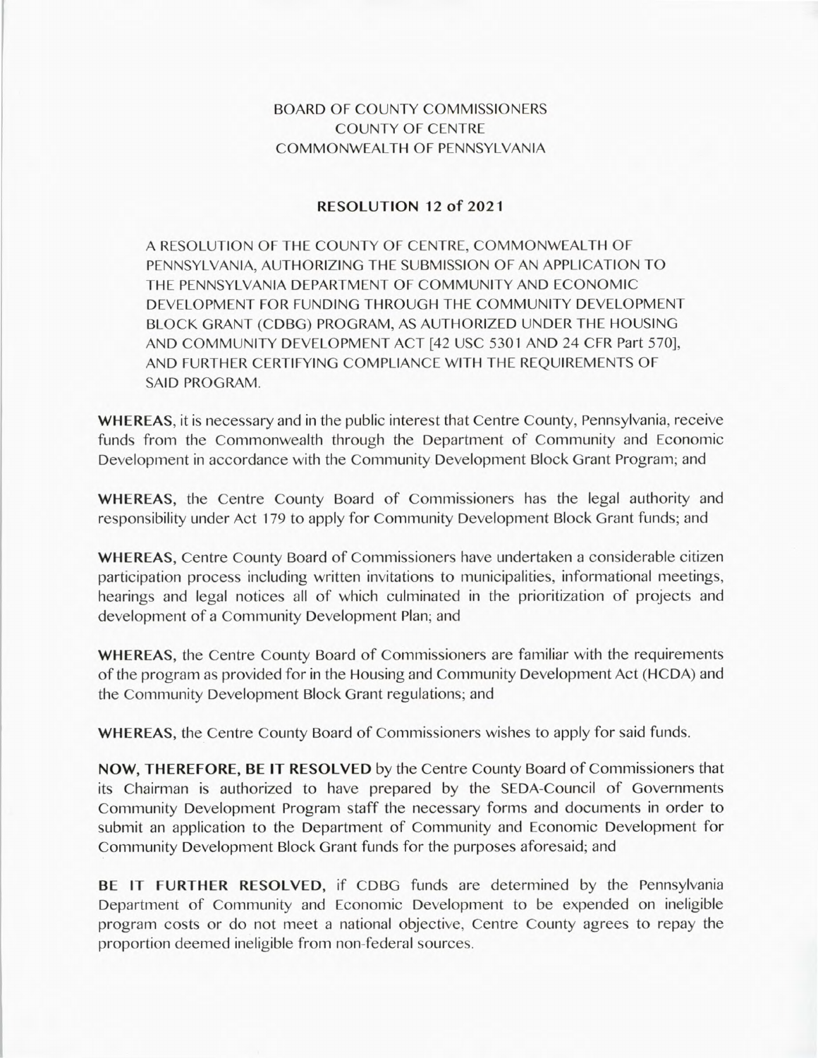# BOARD OF COUNTY COMMISSIONERS
# COUNTY OF CENTRE
# COMMONWEALTH OF PENNSYLVANIA

## RESOLUTION 12 of 2021

A RESOLUTION OF THE COUNTY OF CENTRE, COMMONWEALTH OF PENNSYLVANIA, AUTHORIZING THE SUBMISSION OF AN APPLICATION TO THE PENNSYLVANIA DEPARTMENT OF COMMUNITY AND ECONOMIC DEVELOPMENT FOR FUNDING THROUGH THE COMMUNITY DEVELOPMENT BLOCK GRANT (CDBG) PROGRAM, AS AUTHORIZED UNDER THE HOUSING AND COMMUNITY DEVELOPMENT ACT [42 USC 5301 AND 24 CFR Part 570], AND FURTHER CERTIFYING COMPLIANCE WITH THE REQUIREMENTS OF SAID PROGRAM.

**WHEREAS**, it is necessary and in the public interest that Centre County, Pennsylvania, receive funds from the Commonwealth through the Department of Community and Economic Development in accordance with the Community Development Block Grant Program; and

**WHEREAS,** the Centre County Board of Commissioners has the legal authority and responsibility under Act 179 to apply for Community Development Block Grant funds; and

**WHEREAS,** Centre County Board of Commissioners have undertaken a considerable citizen participation process including written invitations to municipalities, informational meetings, hearings and legal notices all of which culminated in the prioritization of projects and development of a Community Development Plan; and

**WHEREAS,** the Centre County Board of Commissioners are familiar with the requirements of the program as provided for in the Housing and Community Development Act (HCDA) and the Community Development Block Grant regulations; and

**WHEREAS,** the Centre County Board of Commissioners wishes to apply for said funds.

**NOW, THEREFORE, BE IT RESOLVED** by the Centre County Board of Commissioners that its Chairman is authorized to have prepared by the SEDA-Council of Governments Community Development Program staff the necessary forms and documents in order to submit an application to the Department of Community and Economic Development for Community Development Block Grant funds for the purposes aforesaid; and

**BE IT FURTHER RESOLVED,** if CDBG funds are determined by the Pennsylvania Department of Community and Economic Development to be expended on ineligible program costs or do not meet a national objective, Centre County agrees to repay the proportion deemed ineligible from non-federal sources.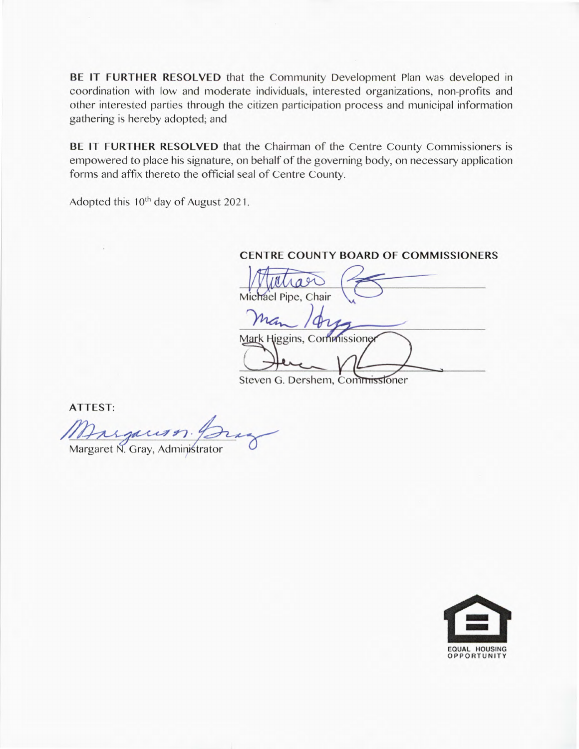**BE IT FURTHER RESOLVED** that the Community Development Plan was developed in coordination with low and moderate individuals, interested organizations, non-profits and other interested parties through the citizen participation process and municipal information gathering is hereby adopted; and

**BE IT FURTHER RESOLVED** that the Chairman of the Centre County Commissioners is empowered to place his signature, on behalf of the governing body, on necessary application forms and affix thereto the official seal of Centre County.

Adopted this 10th day of August 2021.

**CENTRE COUNTY BOARD OF COMMISSIONERS**

Michael Pipe, Chair

Mark Higgins, Commissioner

Steven G. Dershem, Commissioner

**ATTEST:**

Margaret N. Gray, Administrator

EQUAL HOUSING OPPORTUNITY